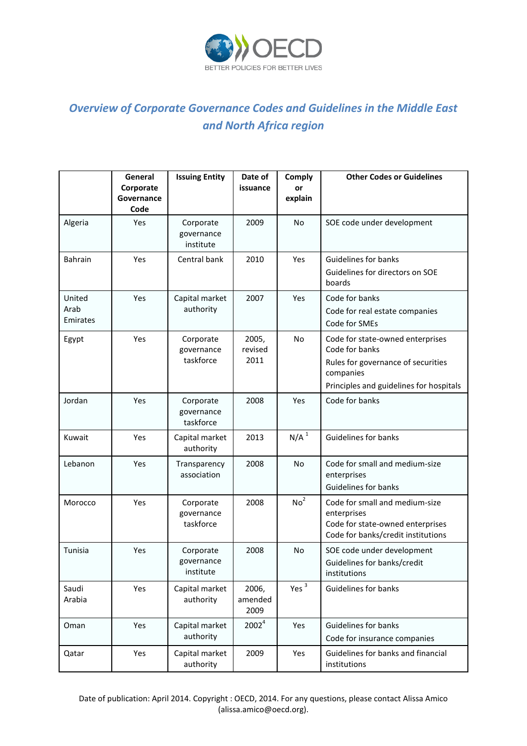OECD

BETTER POLICIES FOR BETTER LIVES

# *Overview of Corporate Governance Codes and Guidelines in the Middle East and North Africa region*

| | General Corporate Governance Code | Issuing Entity | Date of issuance | Comply or explain | Other Codes or Guidelines |
|---|---|---|---|---|---|
| Algeria | Yes | Corporate governance institute | 2009 | No | SOE code under development |
| Bahrain | Yes | Central bank | 2010 | Yes | Guidelines for banks<br>Guidelines for directors on SOE boards |
| United Arab Emirates | Yes | Capital market authority | 2007 | Yes | Code for banks<br>Code for real estate companies<br>Code for SMEs |
| Egypt | Yes | Corporate governance taskforce | 2005, revised 2011 | No | Code for state-owned enterprises<br>Code for banks<br>Rules for governance of securities companies<br>Principles and guidelines for hospitals |
| Jordan | Yes | Corporate governance taskforce | 2008 | Yes | Code for banks |
| Kuwait | Yes | Capital market authority | 2013 | N/A [1] | Guidelines for banks |
| Lebanon | Yes | Transparency association | 2008 | No | Code for small and medium-size enterprises<br>Guidelines for banks |
| Morocco | Yes | Corporate governance taskforce | 2008 | No [2] | Code for small and medium-size enterprises<br>Code for state-owned enterprises<br>Code for banks/credit institutions |
| Tunisia | Yes | Corporate governance institute | 2008 | No | SOE code under development<br>Guidelines for banks/credit institutions |
| Saudi Arabia | Yes | Capital market authority | 2006, amended 2009 | Yes [3] | Guidelines for banks |
| Oman | Yes | Capital market authority | 2002 [4] | Yes | Guidelines for banks<br>Code for insurance companies |
| Qatar | Yes | Capital market authority | 2009 | Yes | Guidelines for banks and financial institutions |

Date of publication: April 2014. Copyright : OECD, 2014. For any questions, please contact Alissa Amico (alissa.amico@oecd.org).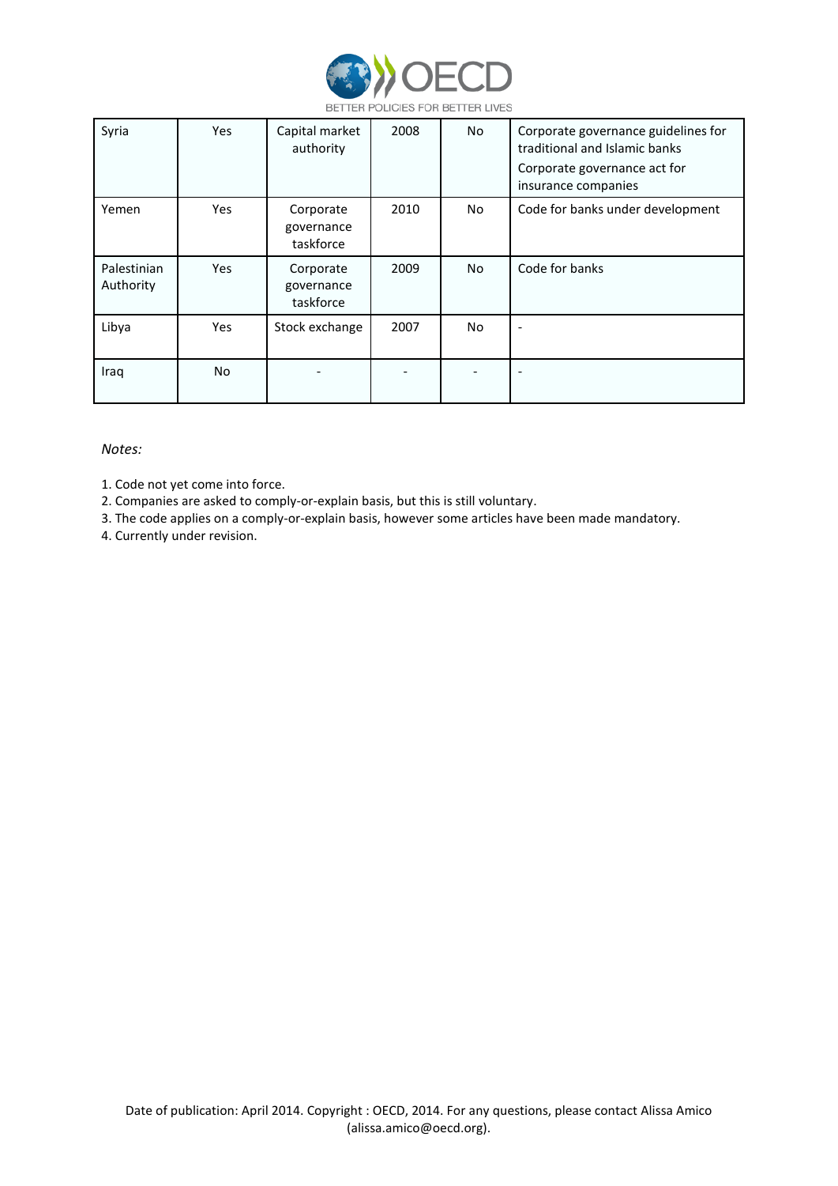| | | | | | |
|---|---|---|---|---|---|
| Syria | Yes | Capital market authority | 2008 | No | Corporate governance guidelines for traditional and Islamic banks<br>Corporate governance act for insurance companies |
| Yemen | Yes | Corporate governance taskforce | 2010 | No | Code for banks under development |
| Palestinian Authority | Yes | Corporate governance taskforce | 2009 | No | Code for banks |
| Libya | Yes | Stock exchange | 2007 | No | - |
| Iraq | No | - | - | - | - |

*Notes:*

1. Code not yet come into force.
2. Companies are asked to comply-or-explain basis, but this is still voluntary.
3. The code applies on a comply-or-explain basis, however some articles have been made mandatory.
4. Currently under revision.

Date of publication: April 2014. Copyright : OECD, 2014. For any questions, please contact Alissa Amico (alissa.amico@oecd.org).